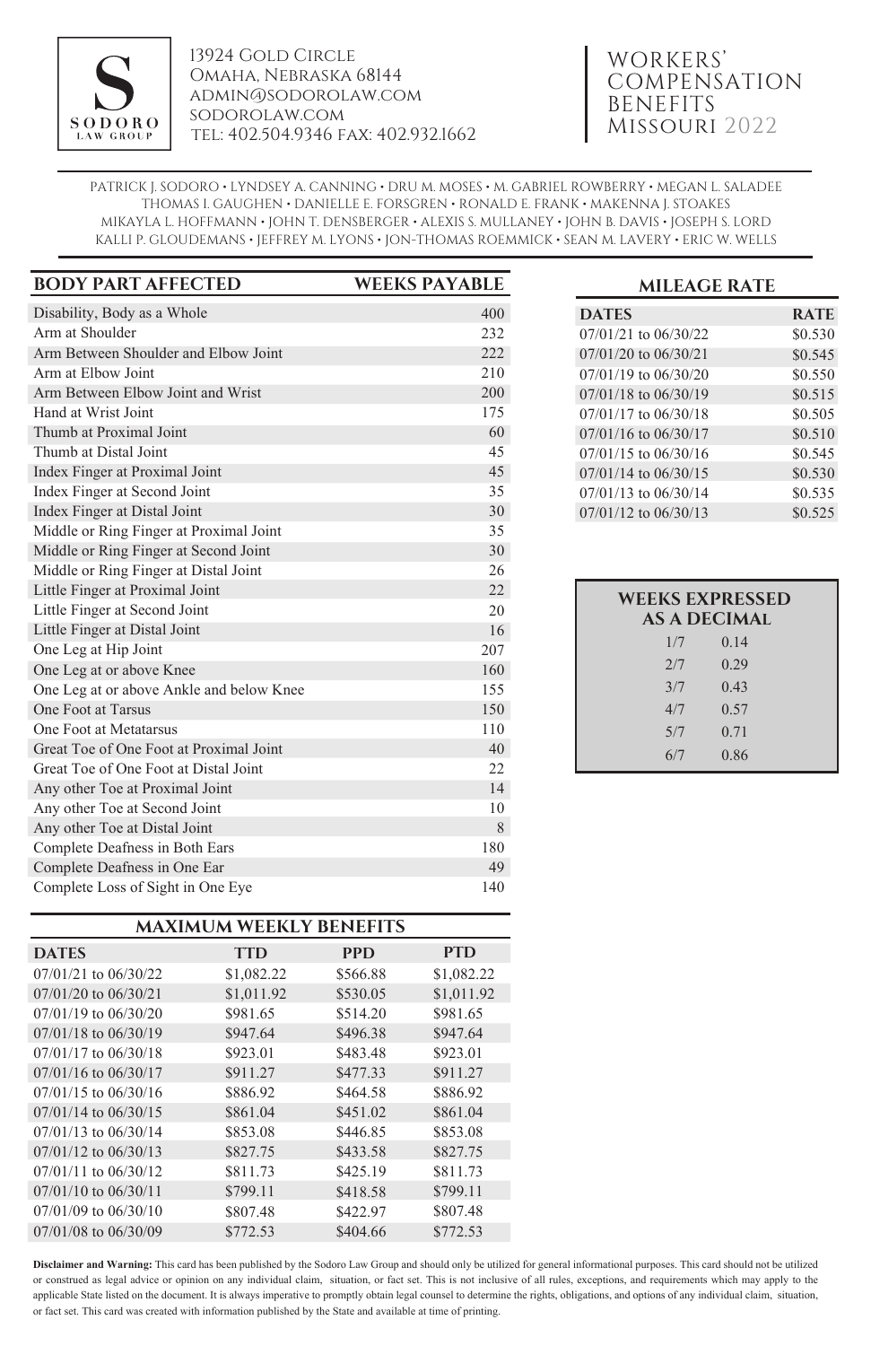S
SODORO
LAW GROUP

13924 Gold Circle
Omaha, Nebraska 68144
admin@sodorolaw.com
sodorolaw.com
Tel: 402.504.9346 Fax: 402.932.1662

# Workers' Compensation Benefits Missouri 2022

PATRICK J. SODORO • LYNDSEY A. CANNING • DRU M. MOSES • M. GABRIEL ROWBERRY • MEGAN L. SALADEE
THOMAS I. GAUGHEN • DANIELLE E. FORSGREN • RONALD E. FRANK • MAKENNA J. STOAKES
MIKAYLA L. HOFFMANN • JOHN T. DENSBERGER • ALEXIS S. MULLANEY • JOHN B. DAVIS • JOSEPH S. LORD
KALLI P. GLOUDEMANS • JEFFREY M. LYONS • JON-THOMAS ROEMMICK • SEAN M. LAVERY • ERIC W. WELLS

| BODY PART AFFECTED | WEEKS PAYABLE |
|---|---|
| Disability, Body as a Whole | 400 |
| Arm at Shoulder | 232 |
| Arm Between Shoulder and Elbow Joint | 222 |
| Arm at Elbow Joint | 210 |
| Arm Between Elbow Joint and Wrist | 200 |
| Hand at Wrist Joint | 175 |
| Thumb at Proximal Joint | 60 |
| Thumb at Distal Joint | 45 |
| Index Finger at Proximal Joint | 45 |
| Index Finger at Second Joint | 35 |
| Index Finger at Distal Joint | 30 |
| Middle or Ring Finger at Proximal Joint | 35 |
| Middle or Ring Finger at Second Joint | 30 |
| Middle or Ring Finger at Distal Joint | 26 |
| Little Finger at Proximal Joint | 22 |
| Little Finger at Second Joint | 20 |
| Little Finger at Distal Joint | 16 |
| One Leg at Hip Joint | 207 |
| One Leg at or above Knee | 160 |
| One Leg at or above Ankle and below Knee | 155 |
| One Foot at Tarsus | 150 |
| One Foot at Metatarsus | 110 |
| Great Toe of One Foot at Proximal Joint | 40 |
| Great Toe of One Foot at Distal Joint | 22 |
| Any other Toe at Proximal Joint | 14 |
| Any other Toe at Second Joint | 10 |
| Any other Toe at Distal Joint | 8 |
| Complete Deafness in Both Ears | 180 |
| Complete Deafness in One Ear | 49 |
| Complete Loss of Sight in One Eye | 140 |

## MAXIMUM WEEKLY BENEFITS

| DATES | TTD | PPD | PTD |
|---|---|---|---|
| 07/01/21 to 06/30/22 | $1,082.22 | $566.88 | $1,082.22 |
| 07/01/20 to 06/30/21 | $1,011.92 | $530.05 | $1,011.92 |
| 07/01/19 to 06/30/20 | $981.65 | $514.20 | $981.65 |
| 07/01/18 to 06/30/19 | $947.64 | $496.38 | $947.64 |
| 07/01/17 to 06/30/18 | $923.01 | $483.48 | $923.01 |
| 07/01/16 to 06/30/17 | $911.27 | $477.33 | $911.27 |
| 07/01/15 to 06/30/16 | $886.92 | $464.58 | $886.92 |
| 07/01/14 to 06/30/15 | $861.04 | $451.02 | $861.04 |
| 07/01/13 to 06/30/14 | $853.08 | $446.85 | $853.08 |
| 07/01/12 to 06/30/13 | $827.75 | $433.58 | $827.75 |
| 07/01/11 to 06/30/12 | $811.73 | $425.19 | $811.73 |
| 07/01/10 to 06/30/11 | $799.11 | $418.58 | $799.11 |
| 07/01/09 to 06/30/10 | $807.48 | $422.97 | $807.48 |
| 07/01/08 to 06/30/09 | $772.53 | $404.66 | $772.53 |

## MILEAGE RATE

| DATES | RATE |
|---|---|
| 07/01/21 to 06/30/22 | $0.530 |
| 07/01/20 to 06/30/21 | $0.545 |
| 07/01/19 to 06/30/20 | $0.550 |
| 07/01/18 to 06/30/19 | $0.515 |
| 07/01/17 to 06/30/18 | $0.505 |
| 07/01/16 to 06/30/17 | $0.510 |
| 07/01/15 to 06/30/16 | $0.545 |
| 07/01/14 to 06/30/15 | $0.530 |
| 07/01/13 to 06/30/14 | $0.535 |
| 07/01/12 to 06/30/13 | $0.525 |

## WEEKS EXPRESSED AS A DECIMAL

| | |
|---|---|
| 1/7 | 0.14 |
| 2/7 | 0.29 |
| 3/7 | 0.43 |
| 4/7 | 0.57 |
| 5/7 | 0.71 |
| 6/7 | 0.86 |

**Disclaimer and Warning:** This card has been published by the Sodoro Law Group and should only be utilized for general informational purposes. This card should not be utilized or construed as legal advice or opinion on any individual claim, situation, or fact set. This is not inclusive of all rules, exceptions, and requirements which may apply to the applicable State listed on the document. It is always imperative to promptly obtain legal counsel to determine the rights, obligations, and options of any individual claim, situation, or fact set. This card was created with information published by the State and available at time of printing.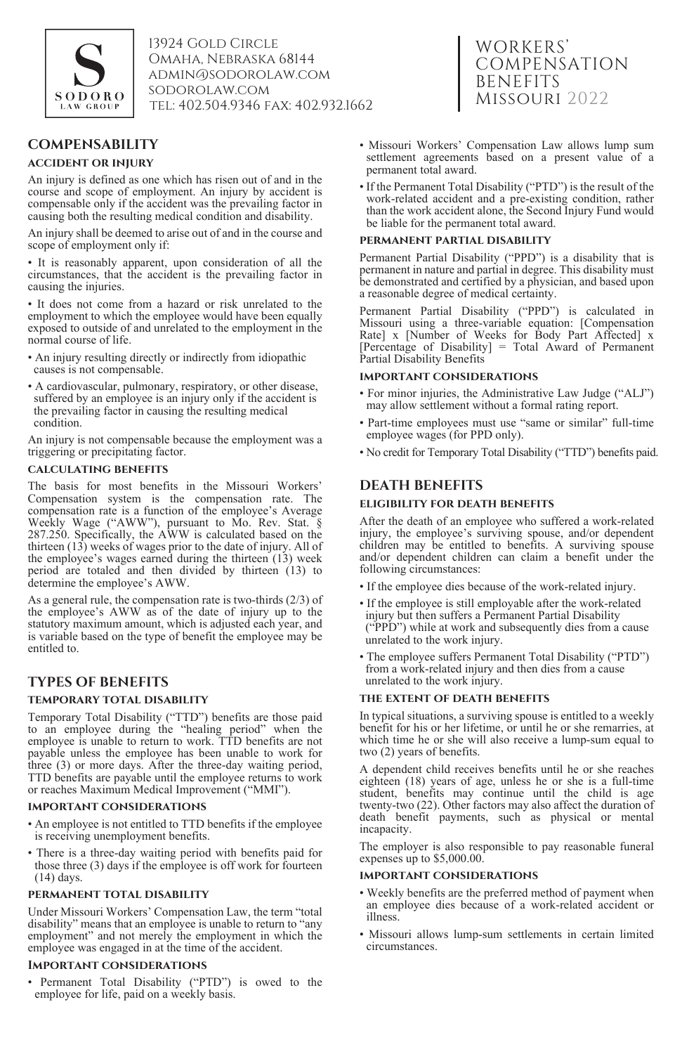13924 Gold Circle
Omaha, Nebraska 68144
admin@sodorolaw.com
sodorolaw.com
Tel: 402.504.9346 Fax: 402.932.1662

# Workers' Compensation Benefits Missouri 2022

## COMPENSABILITY

### ACCIDENT OR INJURY

An injury is defined as one which has risen out of and in the course and scope of employment. An injury by accident is compensable only if the accident was the prevailing factor in causing both the resulting medical condition and disability.

An injury shall be deemed to arise out of and in the course and scope of employment only if:

- It is reasonably apparent, upon consideration of all the circumstances, that the accident is the prevailing factor in causing the injuries.
- It does not come from a hazard or risk unrelated to the employment to which the employee would have been equally exposed to outside of and unrelated to the employment in the normal course of life.
- An injury resulting directly or indirectly from idiopathic causes is not compensable.
- A cardiovascular, pulmonary, respiratory, or other disease, suffered by an employee is an injury only if the accident is the prevailing factor in causing the resulting medical condition.

An injury is not compensable because the employment was a triggering or precipitating factor.

### CALCULATING BENEFITS

The basis for most benefits in the Missouri Workers' Compensation system is the compensation rate. The compensation rate is a function of the employee's Average Weekly Wage ("AWW"), pursuant to Mo. Rev. Stat. § 287.250. Specifically, the AWW is calculated based on the thirteen (13) weeks of wages prior to the date of injury. All of the employee's wages earned during the thirteen (13) week period are totaled and then divided by thirteen (13) to determine the employee's AWW.

As a general rule, the compensation rate is two-thirds (2/3) of the employee's AWW as of the date of injury up to the statutory maximum amount, which is adjusted each year, and is variable based on the type of benefit the employee may be entitled to.

## TYPES OF BENEFITS

### TEMPORARY TOTAL DISABILITY

Temporary Total Disability ("TTD") benefits are those paid to an employee during the "healing period" when the employee is unable to return to work. TTD benefits are not payable unless the employee has been unable to work for three (3) or more days. After the three-day waiting period, TTD benefits are payable until the employee returns to work or reaches Maximum Medical Improvement ("MMI").

### IMPORTANT CONSIDERATIONS

- An employee is not entitled to TTD benefits if the employee is receiving unemployment benefits.
- There is a three-day waiting period with benefits paid for those three (3) days if the employee is off work for fourteen (14) days.

### PERMANENT TOTAL DISABILITY

Under Missouri Workers' Compensation Law, the term "total disability" means that an employee is unable to return to "any employment" and not merely the employment in which the employee was engaged in at the time of the accident.

### Important considerations

- Permanent Total Disability ("PTD") is owed to the employee for life, paid on a weekly basis.
- Missouri Workers' Compensation Law allows lump sum settlement agreements based on a present value of a permanent total award.
- If the Permanent Total Disability ("PTD") is the result of the work-related accident and a pre-existing condition, rather than the work accident alone, the Second Injury Fund would be liable for the permanent total award.

### PERMANENT PARTIAL DISABILITY

Permanent Partial Disability ("PPD") is a disability that is permanent in nature and partial in degree. This disability must be demonstrated and certified by a physician, and based upon a reasonable degree of medical certainty.

Permanent Partial Disability ("PPD") is calculated in Missouri using a three-variable equation: [Compensation Rate] x [Number of Weeks for Body Part Affected] x [Percentage of Disability] = Total Award of Permanent Partial Disability Benefits

### IMPORTANT CONSIDERATIONS

- For minor injuries, the Administrative Law Judge ("ALJ") may allow settlement without a formal rating report.
- Part-time employees must use "same or similar" full-time employee wages (for PPD only).
- No credit for Temporary Total Disability ("TTD") benefits paid.

## DEATH BENEFITS

### ELIGIBILITY FOR DEATH BENEFITS

After the death of an employee who suffered a work-related injury, the employee's surviving spouse, and/or dependent children may be entitled to benefits. A surviving spouse and/or dependent children can claim a benefit under the following circumstances:

- If the employee dies because of the work-related injury.
- If the employee is still employable after the work-related injury but then suffers a Permanent Partial Disability ("PPD") while at work and subsequently dies from a cause unrelated to the work injury.
- The employee suffers Permanent Total Disability ("PTD") from a work-related injury and then dies from a cause unrelated to the work injury.

### THE EXTENT OF DEATH BENEFITS

In typical situations, a surviving spouse is entitled to a weekly benefit for his or her lifetime, or until he or she remarries, at which time he or she will also receive a lump-sum equal to two (2) years of benefits.

A dependent child receives benefits until he or she reaches eighteen (18) years of age, unless he or she is a full-time student, benefits may continue until the child is age twenty-two (22). Other factors may also affect the duration of death benefit payments, such as physical or mental incapacity.

The employer is also responsible to pay reasonable funeral expenses up to $5,000.00.

### IMPORTANT CONSIDERATIONS

- Weekly benefits are the preferred method of payment when an employee dies because of a work-related accident or illness.
- Missouri allows lump-sum settlements in certain limited circumstances.